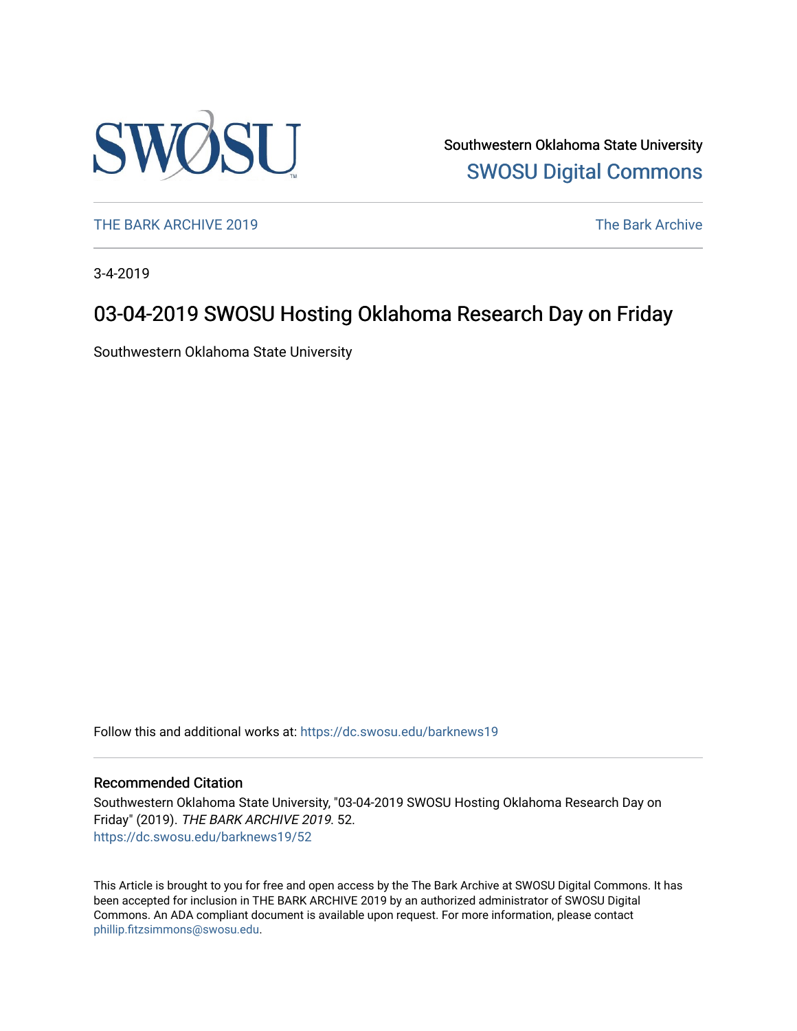Southwestern Oklahoma State University

SWOSU Digital Commons

THE BARK ARCHIVE 2019

The Bark Archive

3-4-2019

# 03-04-2019 SWOSU Hosting Oklahoma Research Day on Friday

Southwestern Oklahoma State University

Follow this and additional works at: https://dc.swosu.edu/barknews19

## Recommended Citation

Southwestern Oklahoma State University, "03-04-2019 SWOSU Hosting Oklahoma Research Day on Friday" (2019). *THE BARK ARCHIVE 2019*. 52.
https://dc.swosu.edu/barknews19/52

This Article is brought to you for free and open access by the The Bark Archive at SWOSU Digital Commons. It has been accepted for inclusion in THE BARK ARCHIVE 2019 by an authorized administrator of SWOSU Digital Commons. An ADA compliant document is available upon request. For more information, please contact phillip.fitzsimmons@swosu.edu.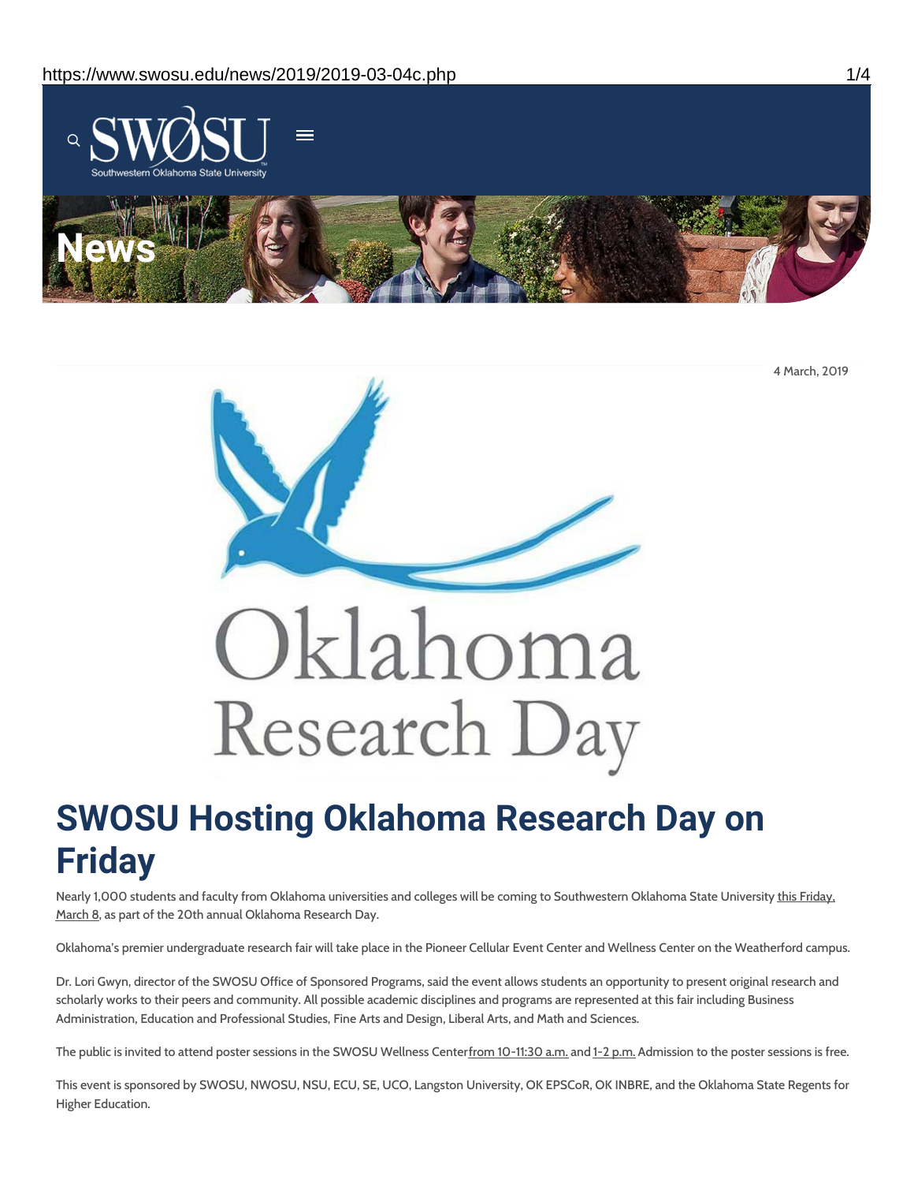4 March, 2019

# SWOSU Hosting Oklahoma Research Day on Friday

Nearly 1,000 students and faculty from Oklahoma universities and colleges will be coming to Southwestern Oklahoma State University this Friday, March 8, as part of the 20th annual Oklahoma Research Day.

Oklahoma's premier undergraduate research fair will take place in the Pioneer Cellular Event Center and Wellness Center on the Weatherford campus.

Dr. Lori Gwyn, director of the SWOSU Office of Sponsored Programs, said the event allows students an opportunity to present original research and scholarly works to their peers and community. All possible academic disciplines and programs are represented at this fair including Business Administration, Education and Professional Studies, Fine Arts and Design, Liberal Arts, and Math and Sciences.

The public is invited to attend poster sessions in the SWOSU Wellness Center from 10-11:30 a.m. and 1-2 p.m. Admission to the poster sessions is free.

This event is sponsored by SWOSU, NWOSU, NSU, ECU, SE, UCO, Langston University, OK EPSCoR, OK INBRE, and the Oklahoma State Regents for Higher Education.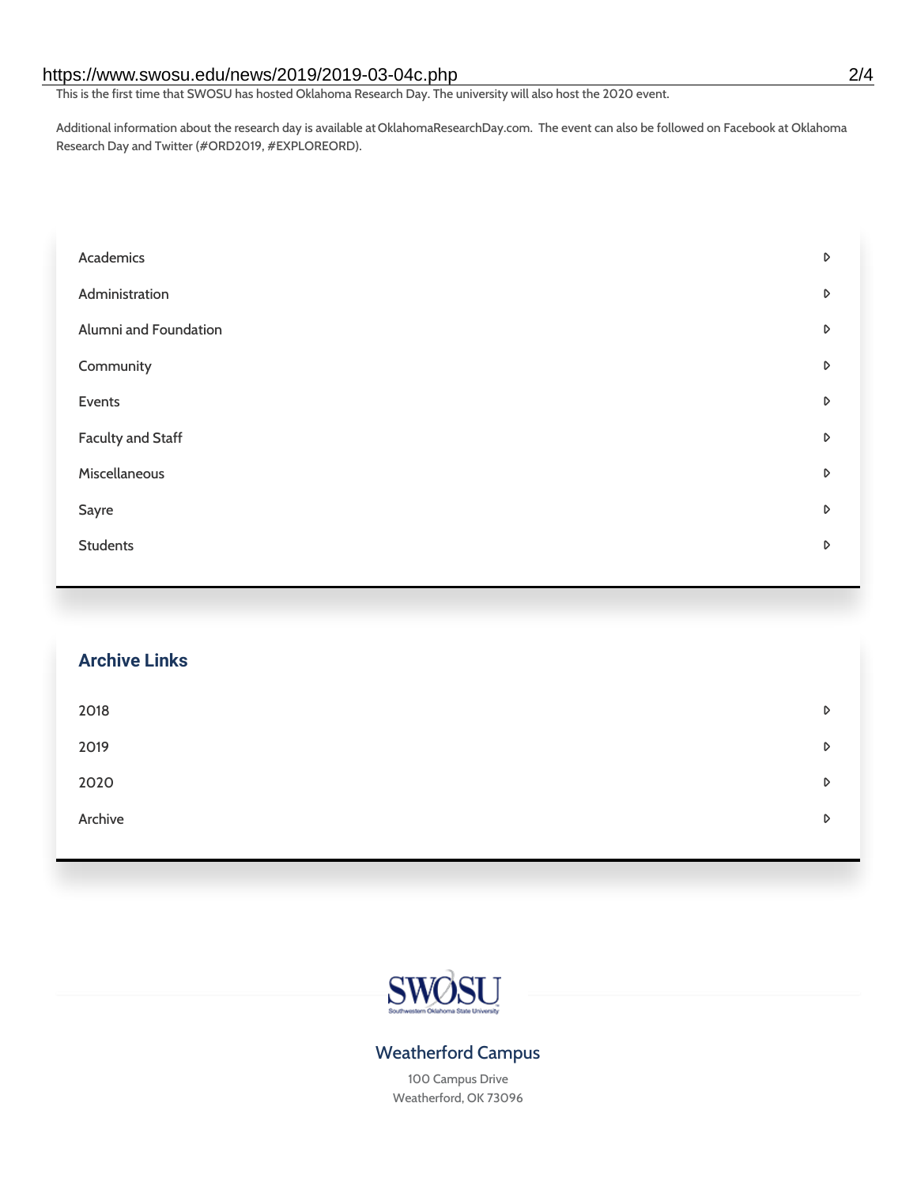This is the first time that SWOSU has hosted Oklahoma Research Day. The university will also host the 2020 event.

Additional information about the research day is available at OklahomaResearchDay.com. The event can also be followed on Facebook at Oklahoma Research Day and Twitter (#ORD2019, #EXPLOREORD).

- Academics
- Administration
- Alumni and Foundation
- Community
- Events
- Faculty and Staff
- Miscellaneous
- Sayre
- Students

## Archive Links

- 2018
- 2019
- 2020
- Archive

SWOSU
Southwestern Oklahoma State University

### Weatherford Campus

100 Campus Drive
Weatherford, OK 73096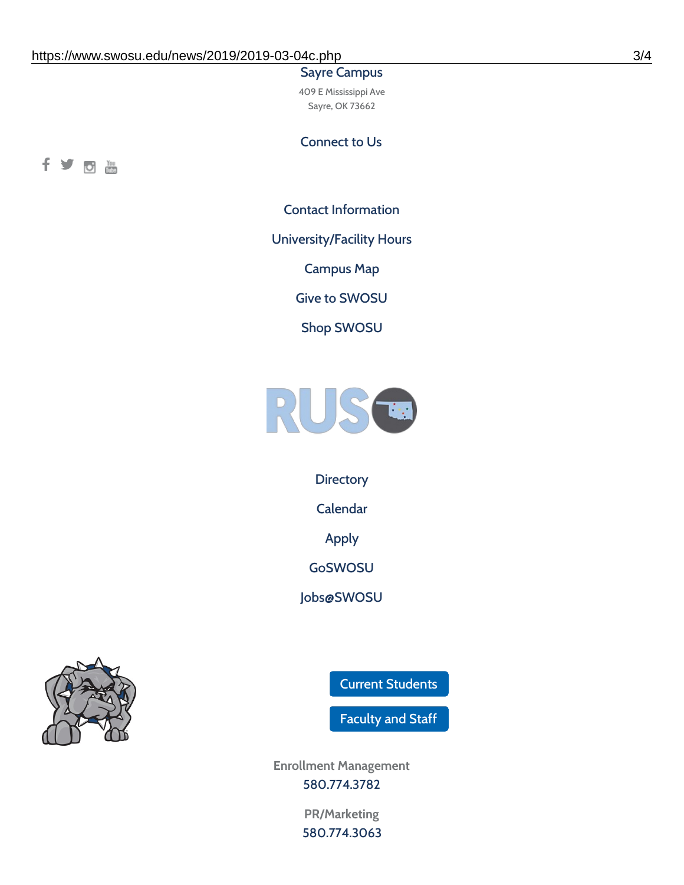Sayre Campus

409 E Mississippi Ave
Sayre, OK 73662

Connect to Us

Contact Information

University/Facility Hours

Campus Map

Give to SWOSU

Shop SWOSU

Directory

Calendar

Apply

GoSWOSU

Jobs@SWOSU

Current Students

Faculty and Staff

Enrollment Management
580.774.3782

PR/Marketing
580.774.3063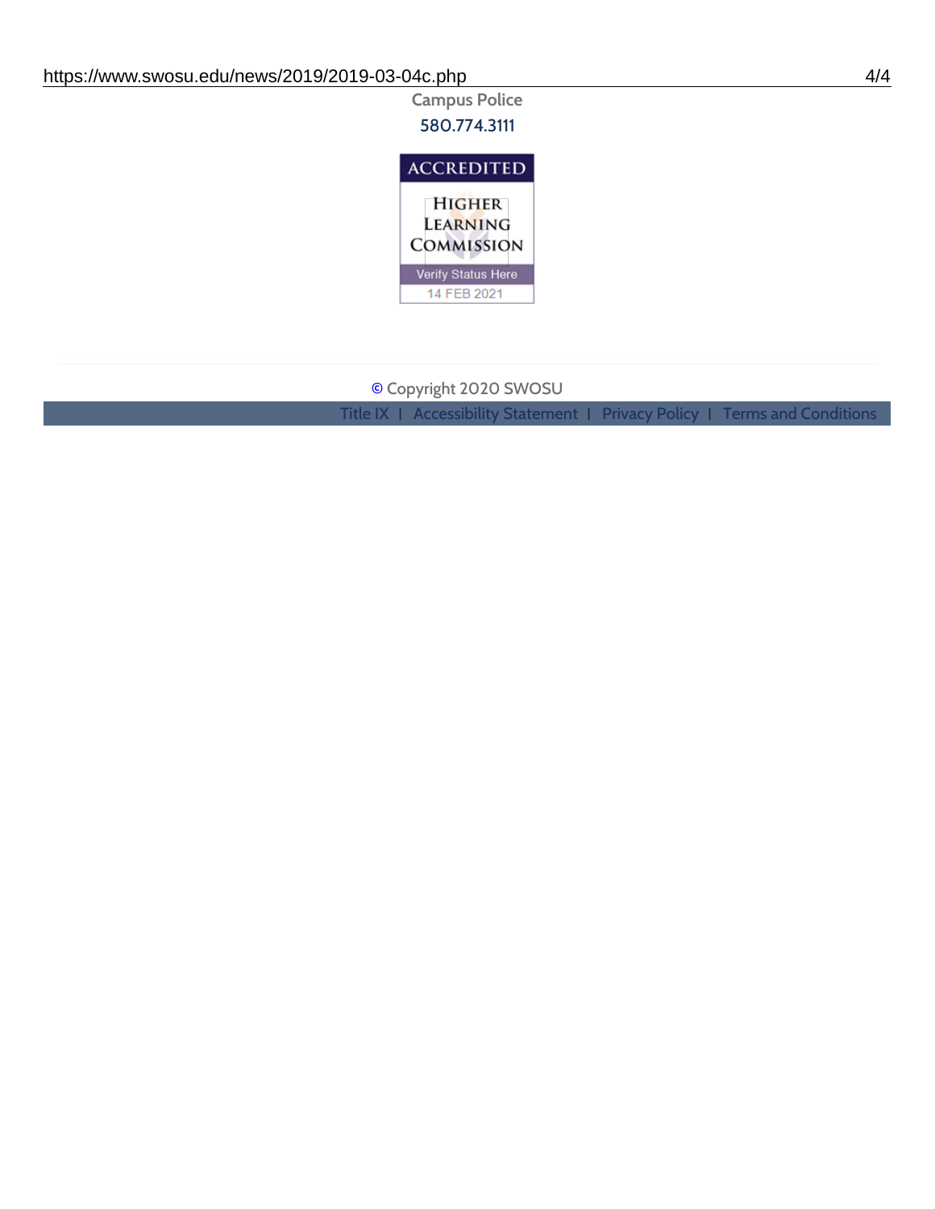**Campus Police**

580.774.3111

ACCREDITED

HIGHER LEARNING COMMISSION

Verify Status Here

14 FEB 2021

© Copyright 2020 SWOSU

Title IX | Accessibility Statement | Privacy Policy | Terms and Conditions